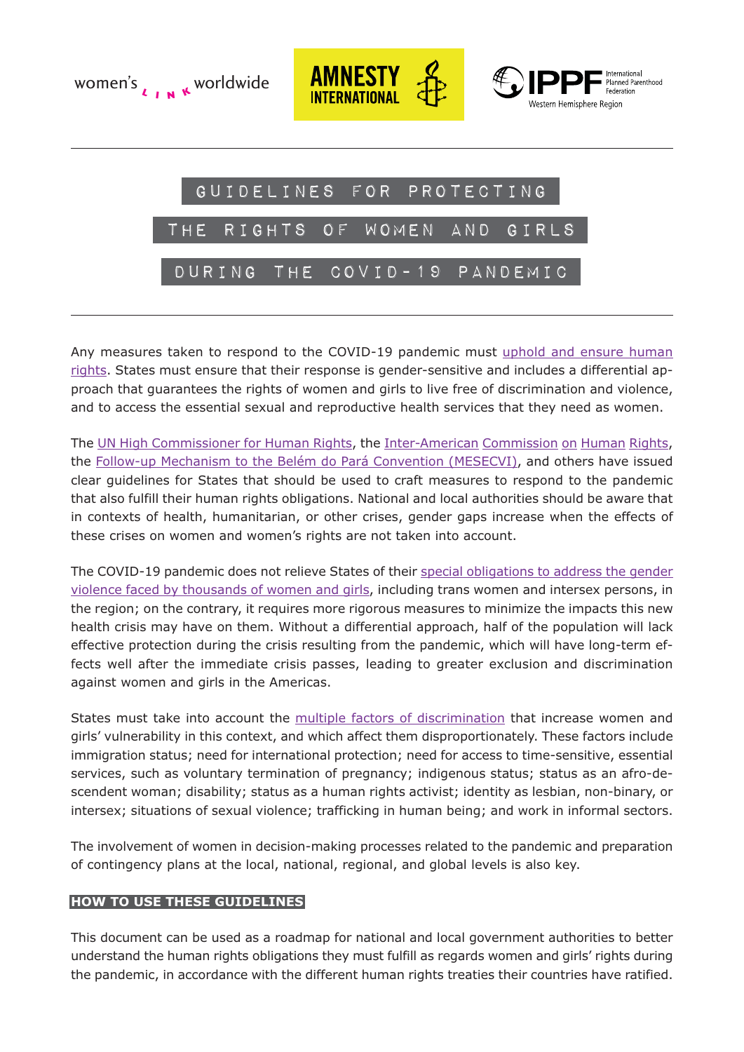women's link worldwide

AMNESTY INTERNATIONAL

IPPF International Planned Parenthood Federation Western Hemisphere Region

# GUIDELINES FOR PROTECTING THE RIGHTS OF WOMEN AND GIRLS DURING THE COVID-19 PANDEMIC

Any measures taken to respond to the COVID-19 pandemic must uphold and ensure human rights. States must ensure that their response is gender-sensitive and includes a differential approach that guarantees the rights of women and girls to live free of discrimination and violence, and to access the essential sexual and reproductive health services that they need as women.

The UN High Commissioner for Human Rights, the Inter-American Commission on Human Rights, the Follow-up Mechanism to the Belém do Pará Convention (MESECVI), and others have issued clear guidelines for States that should be used to craft measures to respond to the pandemic that also fulfill their human rights obligations. National and local authorities should be aware that in contexts of health, humanitarian, or other crises, gender gaps increase when the effects of these crises on women and women's rights are not taken into account.

The COVID-19 pandemic does not relieve States of their special obligations to address the gender violence faced by thousands of women and girls, including trans women and intersex persons, in the region; on the contrary, it requires more rigorous measures to minimize the impacts this new health crisis may have on them. Without a differential approach, half of the population will lack effective protection during the crisis resulting from the pandemic, which will have long-term effects well after the immediate crisis passes, leading to greater exclusion and discrimination against women and girls in the Americas.

States must take into account the multiple factors of discrimination that increase women and girls' vulnerability in this context, and which affect them disproportionately. These factors include immigration status; need for international protection; need for access to time-sensitive, essential services, such as voluntary termination of pregnancy; indigenous status; status as an afro-descendent woman; disability; status as a human rights activist; identity as lesbian, non-binary, or intersex; situations of sexual violence; trafficking in human being; and work in informal sectors.

The involvement of women in decision-making processes related to the pandemic and preparation of contingency plans at the local, national, regional, and global levels is also key.

## HOW TO USE THESE GUIDELINES

This document can be used as a roadmap for national and local government authorities to better understand the human rights obligations they must fulfill as regards women and girls' rights during the pandemic, in accordance with the different human rights treaties their countries have ratified.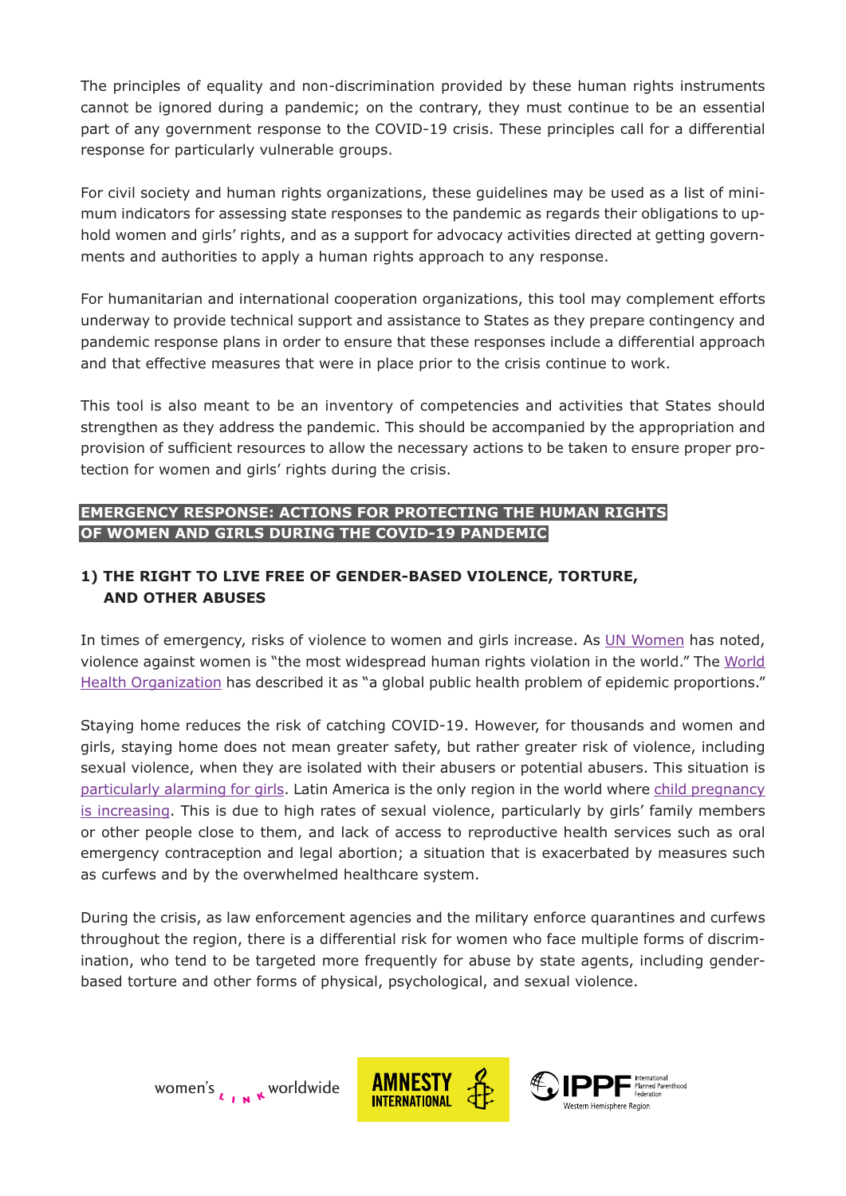The principles of equality and non-discrimination provided by these human rights instruments cannot be ignored during a pandemic; on the contrary, they must continue to be an essential part of any government response to the COVID-19 crisis. These principles call for a differential response for particularly vulnerable groups.

For civil society and human rights organizations, these guidelines may be used as a list of minimum indicators for assessing state responses to the pandemic as regards their obligations to uphold women and girls' rights, and as a support for advocacy activities directed at getting governments and authorities to apply a human rights approach to any response.

For humanitarian and international cooperation organizations, this tool may complement efforts underway to provide technical support and assistance to States as they prepare contingency and pandemic response plans in order to ensure that these responses include a differential approach and that effective measures that were in place prior to the crisis continue to work.

This tool is also meant to be an inventory of competencies and activities that States should strengthen as they address the pandemic. This should be accompanied by the appropriation and provision of sufficient resources to allow the necessary actions to be taken to ensure proper protection for women and girls' rights during the crisis.

## EMERGENCY RESPONSE: ACTIONS FOR PROTECTING THE HUMAN RIGHTS OF WOMEN AND GIRLS DURING THE COVID-19 PANDEMIC

### 1) THE RIGHT TO LIVE FREE OF GENDER-BASED VIOLENCE, TORTURE, AND OTHER ABUSES

In times of emergency, risks of violence to women and girls increase. As UN Women has noted, violence against women is "the most widespread human rights violation in the world." The World Health Organization has described it as "a global public health problem of epidemic proportions."

Staying home reduces the risk of catching COVID-19. However, for thousands and women and girls, staying home does not mean greater safety, but rather greater risk of violence, including sexual violence, when they are isolated with their abusers or potential abusers. This situation is particularly alarming for girls. Latin America is the only region in the world where child pregnancy is increasing. This is due to high rates of sexual violence, particularly by girls' family members or other people close to them, and lack of access to reproductive health services such as oral emergency contraception and legal abortion; a situation that is exacerbated by measures such as curfews and by the overwhelmed healthcare system.

During the crisis, as law enforcement agencies and the military enforce quarantines and curfews throughout the region, there is a differential risk for women who face multiple forms of discrimination, who tend to be targeted more frequently for abuse by state agents, including gender-based torture and other forms of physical, psychological, and sexual violence.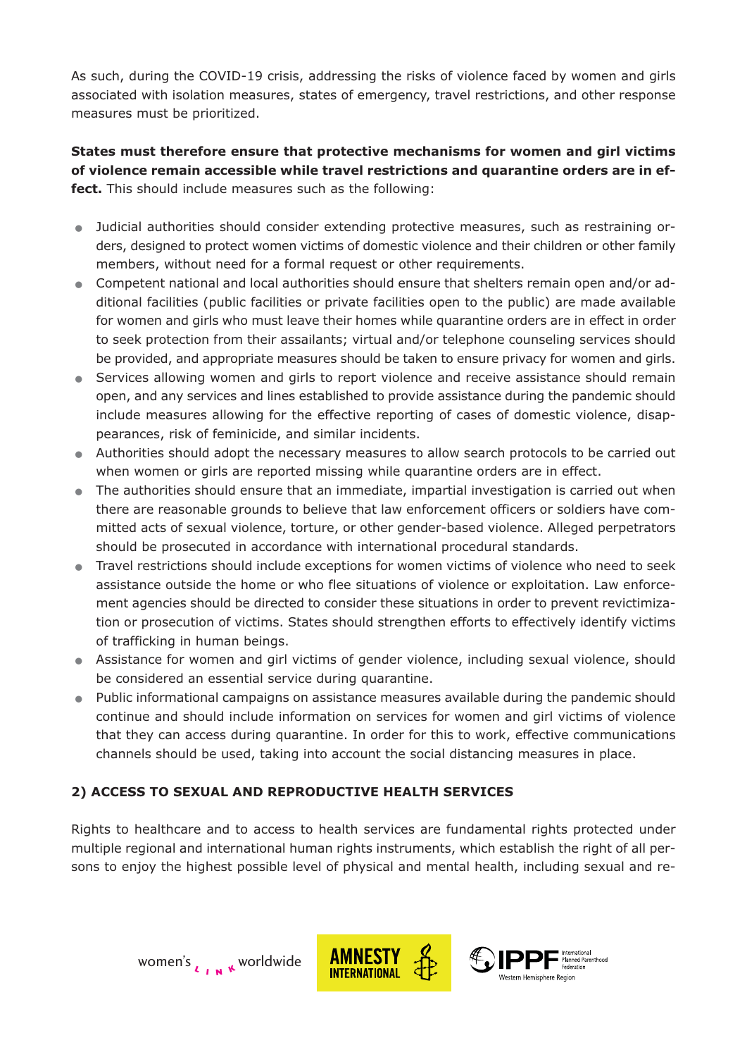As such, during the COVID-19 crisis, addressing the risks of violence faced by women and girls associated with isolation measures, states of emergency, travel restrictions, and other response measures must be prioritized.

**States must therefore ensure that protective mechanisms for women and girl victims of violence remain accessible while travel restrictions and quarantine orders are in effect.** This should include measures such as the following:

- Judicial authorities should consider extending protective measures, such as restraining orders, designed to protect women victims of domestic violence and their children or other family members, without need for a formal request or other requirements.
- Competent national and local authorities should ensure that shelters remain open and/or additional facilities (public facilities or private facilities open to the public) are made available for women and girls who must leave their homes while quarantine orders are in effect in order to seek protection from their assailants; virtual and/or telephone counseling services should be provided, and appropriate measures should be taken to ensure privacy for women and girls.
- Services allowing women and girls to report violence and receive assistance should remain open, and any services and lines established to provide assistance during the pandemic should include measures allowing for the effective reporting of cases of domestic violence, disappearances, risk of feminicide, and similar incidents.
- Authorities should adopt the necessary measures to allow search protocols to be carried out when women or girls are reported missing while quarantine orders are in effect.
- The authorities should ensure that an immediate, impartial investigation is carried out when there are reasonable grounds to believe that law enforcement officers or soldiers have committed acts of sexual violence, torture, or other gender-based violence. Alleged perpetrators should be prosecuted in accordance with international procedural standards.
- Travel restrictions should include exceptions for women victims of violence who need to seek assistance outside the home or who flee situations of violence or exploitation. Law enforcement agencies should be directed to consider these situations in order to prevent revictimization or prosecution of victims. States should strengthen efforts to effectively identify victims of trafficking in human beings.
- Assistance for women and girl victims of gender violence, including sexual violence, should be considered an essential service during quarantine.
- Public informational campaigns on assistance measures available during the pandemic should continue and should include information on services for women and girl victims of violence that they can access during quarantine. In order for this to work, effective communications channels should be used, taking into account the social distancing measures in place.

## 2) ACCESS TO SEXUAL AND REPRODUCTIVE HEALTH SERVICES

Rights to healthcare and to access to health services are fundamental rights protected under multiple regional and international human rights instruments, which establish the right of all persons to enjoy the highest possible level of physical and mental health, including sexual and re-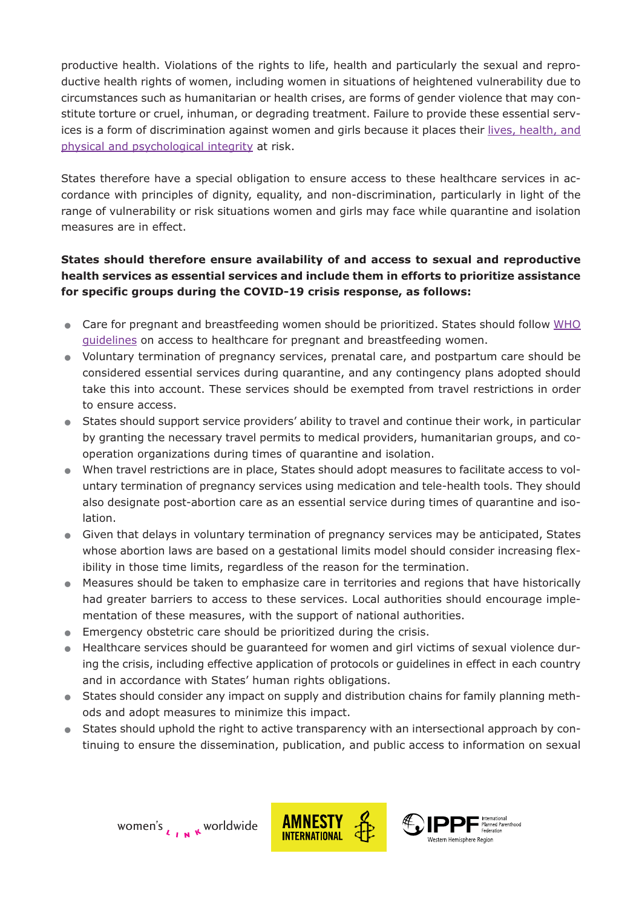productive health. Violations of the rights to life, health and particularly the sexual and reproductive health rights of women, including women in situations of heightened vulnerability due to circumstances such as humanitarian or health crises, are forms of gender violence that may constitute torture or cruel, inhuman, or degrading treatment. Failure to provide these essential services is a form of discrimination against women and girls because it places their lives, health, and physical and psychological integrity at risk.

States therefore have a special obligation to ensure access to these healthcare services in accordance with principles of dignity, equality, and non-discrimination, particularly in light of the range of vulnerability or risk situations women and girls may face while quarantine and isolation measures are in effect.

**States should therefore ensure availability of and access to sexual and reproductive health services as essential services and include them in efforts to prioritize assistance for specific groups during the COVID-19 crisis response, as follows:**

- Care for pregnant and breastfeeding women should be prioritized. States should follow WHO guidelines on access to healthcare for pregnant and breastfeeding women.
- Voluntary termination of pregnancy services, prenatal care, and postpartum care should be considered essential services during quarantine, and any contingency plans adopted should take this into account. These services should be exempted from travel restrictions in order to ensure access.
- States should support service providers' ability to travel and continue their work, in particular by granting the necessary travel permits to medical providers, humanitarian groups, and cooperation organizations during times of quarantine and isolation.
- When travel restrictions are in place, States should adopt measures to facilitate access to voluntary termination of pregnancy services using medication and tele-health tools. They should also designate post-abortion care as an essential service during times of quarantine and isolation.
- Given that delays in voluntary termination of pregnancy services may be anticipated, States whose abortion laws are based on a gestational limits model should consider increasing flexibility in those time limits, regardless of the reason for the termination.
- Measures should be taken to emphasize care in territories and regions that have historically had greater barriers to access to these services. Local authorities should encourage implementation of these measures, with the support of national authorities.
- Emergency obstetric care should be prioritized during the crisis.
- Healthcare services should be guaranteed for women and girl victims of sexual violence during the crisis, including effective application of protocols or guidelines in effect in each country and in accordance with States' human rights obligations.
- States should consider any impact on supply and distribution chains for family planning methods and adopt measures to minimize this impact.
- States should uphold the right to active transparency with an intersectional approach by continuing to ensure the dissemination, publication, and public access to information on sexual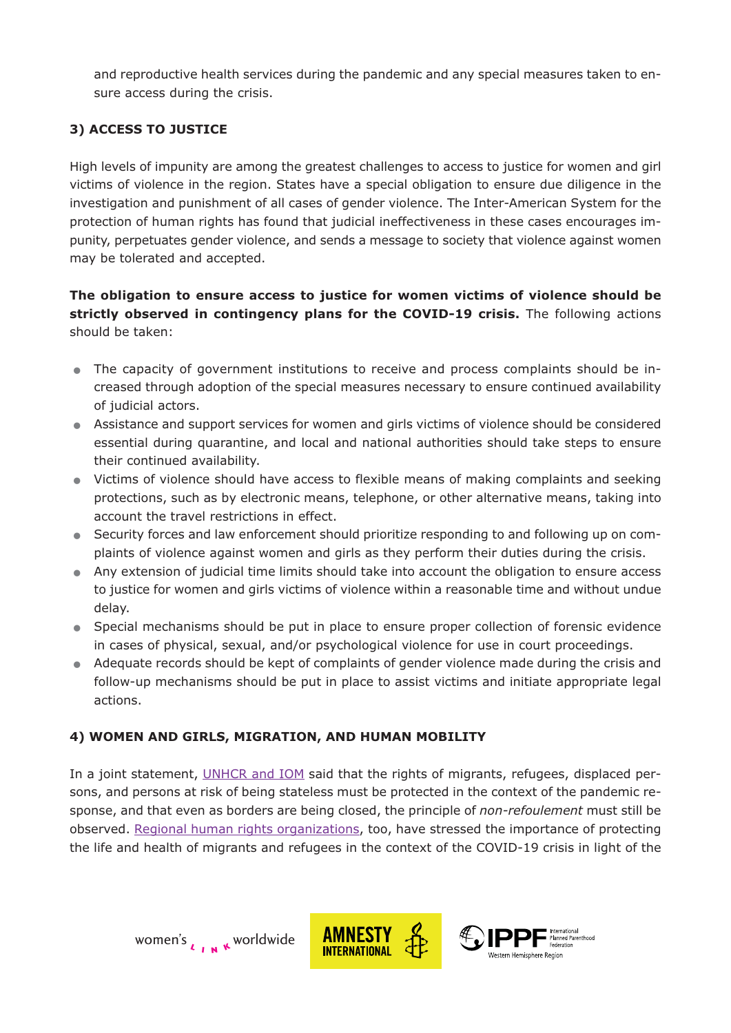and reproductive health services during the pandemic and any special measures taken to ensure access during the crisis.

### 3) ACCESS TO JUSTICE

High levels of impunity are among the greatest challenges to access to justice for women and girl victims of violence in the region. States have a special obligation to ensure due diligence in the investigation and punishment of all cases of gender violence. The Inter-American System for the protection of human rights has found that judicial ineffectiveness in these cases encourages impunity, perpetuates gender violence, and sends a message to society that violence against women may be tolerated and accepted.

**The obligation to ensure access to justice for women victims of violence should be strictly observed in contingency plans for the COVID-19 crisis.** The following actions should be taken:

- The capacity of government institutions to receive and process complaints should be increased through adoption of the special measures necessary to ensure continued availability of judicial actors.
- Assistance and support services for women and girls victims of violence should be considered essential during quarantine, and local and national authorities should take steps to ensure their continued availability.
- Victims of violence should have access to flexible means of making complaints and seeking protections, such as by electronic means, telephone, or other alternative means, taking into account the travel restrictions in effect.
- Security forces and law enforcement should prioritize responding to and following up on complaints of violence against women and girls as they perform their duties during the crisis.
- Any extension of judicial time limits should take into account the obligation to ensure access to justice for women and girls victims of violence within a reasonable time and without undue delay.
- Special mechanisms should be put in place to ensure proper collection of forensic evidence in cases of physical, sexual, and/or psychological violence for use in court proceedings.
- Adequate records should be kept of complaints of gender violence made during the crisis and follow-up mechanisms should be put in place to assist victims and initiate appropriate legal actions.

### 4) WOMEN AND GIRLS, MIGRATION, AND HUMAN MOBILITY

In a joint statement, UNHCR and IOM said that the rights of migrants, refugees, displaced persons, and persons at risk of being stateless must be protected in the context of the pandemic response, and that even as borders are being closed, the principle of *non-refoulement* must still be observed. Regional human rights organizations, too, have stressed the importance of protecting the life and health of migrants and refugees in the context of the COVID-19 crisis in light of the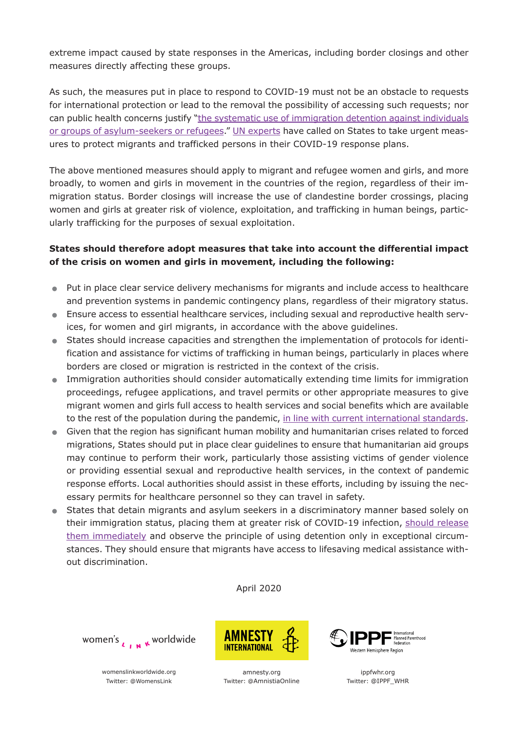extreme impact caused by state responses in the Americas, including border closings and other measures directly affecting these groups.

As such, the measures put in place to respond to COVID-19 must not be an obstacle to requests for international protection or lead to the removal the possibility of accessing such requests; nor can public health concerns justify "the systematic use of immigration detention against individuals or groups of asylum-seekers or refugees." UN experts have called on States to take urgent measures to protect migrants and trafficked persons in their COVID-19 response plans.

The above mentioned measures should apply to migrant and refugee women and girls, and more broadly, to women and girls in movement in the countries of the region, regardless of their immigration status. Border closings will increase the use of clandestine border crossings, placing women and girls at greater risk of violence, exploitation, and trafficking in human beings, particularly trafficking for the purposes of sexual exploitation.

**States should therefore adopt measures that take into account the differential impact of the crisis on women and girls in movement, including the following:**

- Put in place clear service delivery mechanisms for migrants and include access to healthcare and prevention systems in pandemic contingency plans, regardless of their migratory status.
- Ensure access to essential healthcare services, including sexual and reproductive health services, for women and girl migrants, in accordance with the above guidelines.
- States should increase capacities and strengthen the implementation of protocols for identification and assistance for victims of trafficking in human beings, particularly in places where borders are closed or migration is restricted in the context of the crisis.
- Immigration authorities should consider automatically extending time limits for immigration proceedings, refugee applications, and travel permits or other appropriate measures to give migrant women and girls full access to health services and social benefits which are available to the rest of the population during the pandemic, in line with current international standards.
- Given that the region has significant human mobility and humanitarian crises related to forced migrations, States should put in place clear guidelines to ensure that humanitarian aid groups may continue to perform their work, particularly those assisting victims of gender violence or providing essential sexual and reproductive health services, in the context of pandemic response efforts. Local authorities should assist in these efforts, including by issuing the necessary permits for healthcare personnel so they can travel in safety.
- States that detain migrants and asylum seekers in a discriminatory manner based solely on their immigration status, placing them at greater risk of COVID-19 infection, should release them immediately and observe the principle of using detention only in exceptional circumstances. They should ensure that migrants have access to lifesaving medical assistance without discrimination.

April 2020

women's link worldwide
womenslinkworldwide.org
Twitter: @WomensLink

AMNESTY INTERNATIONAL
amnesty.org
Twitter: @AmnistiaOnline

IPPF International Planned Parenthood Federation Western Hemisphere Region
ippfwhr.org
Twitter: @IPPF_WHR